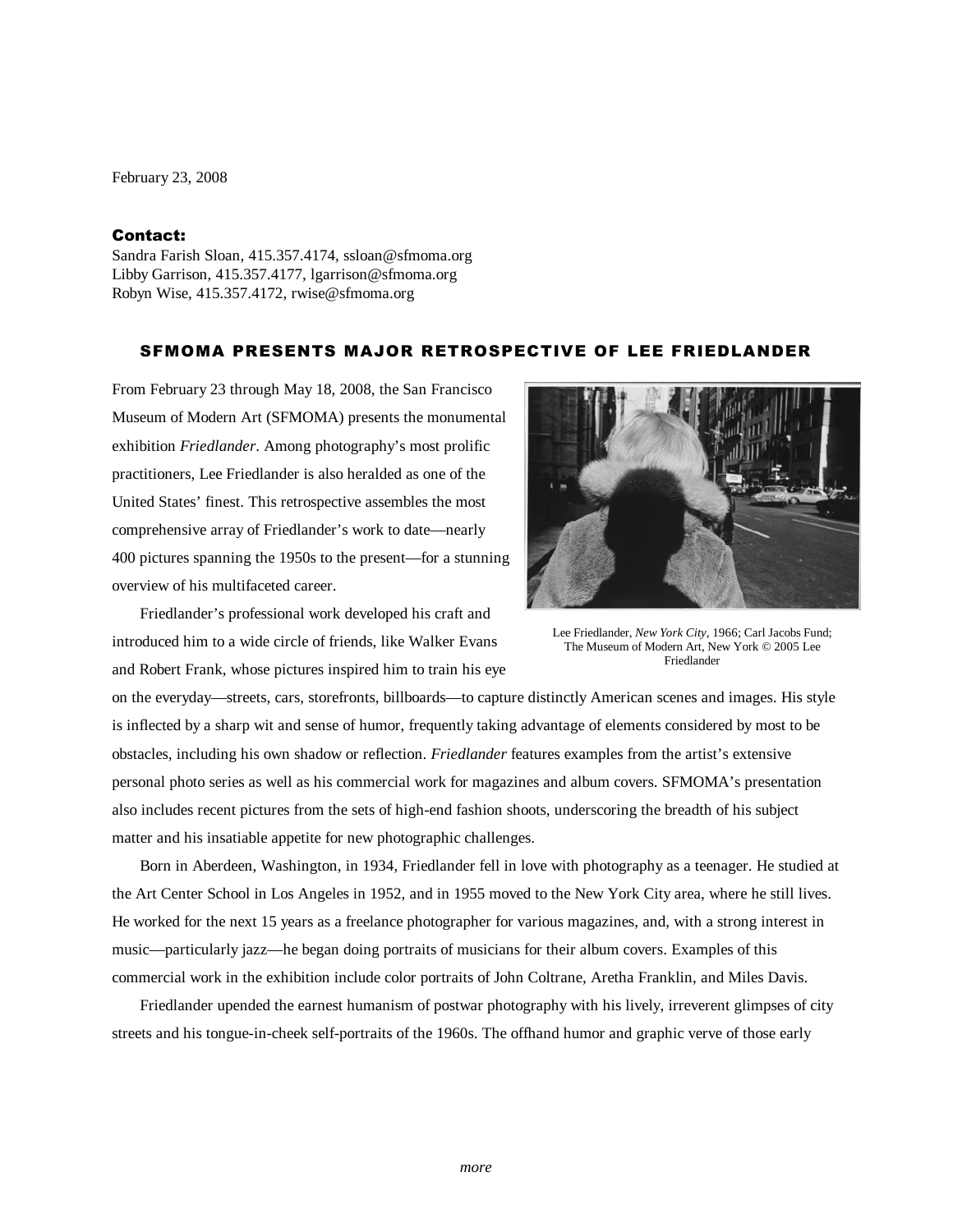February 23, 2008

**Contact:**
Sandra Farish Sloan, 415.357.4174, ssloan@sfmoma.org
Libby Garrison, 415.357.4177, lgarrison@sfmoma.org
Robyn Wise, 415.357.4172, rwise@sfmoma.org

## SFMOMA PRESENTS MAJOR RETROSPECTIVE OF LEE FRIEDLANDER

From February 23 through May 18, 2008, the San Francisco Museum of Modern Art (SFMOMA) presents the monumental exhibition *Friedlander*. Among photography's most prolific practitioners, Lee Friedlander is also heralded as one of the United States' finest. This retrospective assembles the most comprehensive array of Friedlander's work to date—nearly 400 pictures spanning the 1950s to the present—for a stunning overview of his multifaceted career.

Lee Friedlander, *New York City*, 1966; Carl Jacobs Fund; The Museum of Modern Art, New York © 2005 Lee Friedlander

Friedlander's professional work developed his craft and introduced him to a wide circle of friends, like Walker Evans and Robert Frank, whose pictures inspired him to train his eye on the everyday—streets, cars, storefronts, billboards—to capture distinctly American scenes and images. His style is inflected by a sharp wit and sense of humor, frequently taking advantage of elements considered by most to be obstacles, including his own shadow or reflection. *Friedlander* features examples from the artist's extensive personal photo series as well as his commercial work for magazines and album covers. SFMOMA's presentation also includes recent pictures from the sets of high-end fashion shoots, underscoring the breadth of his subject matter and his insatiable appetite for new photographic challenges.

Born in Aberdeen, Washington, in 1934, Friedlander fell in love with photography as a teenager. He studied at the Art Center School in Los Angeles in 1952, and in 1955 moved to the New York City area, where he still lives. He worked for the next 15 years as a freelance photographer for various magazines, and, with a strong interest in music—particularly jazz—he began doing portraits of musicians for their album covers. Examples of this commercial work in the exhibition include color portraits of John Coltrane, Aretha Franklin, and Miles Davis.

Friedlander upended the earnest humanism of postwar photography with his lively, irreverent glimpses of city streets and his tongue-in-cheek self-portraits of the 1960s. The offhand humor and graphic verve of those early

*more*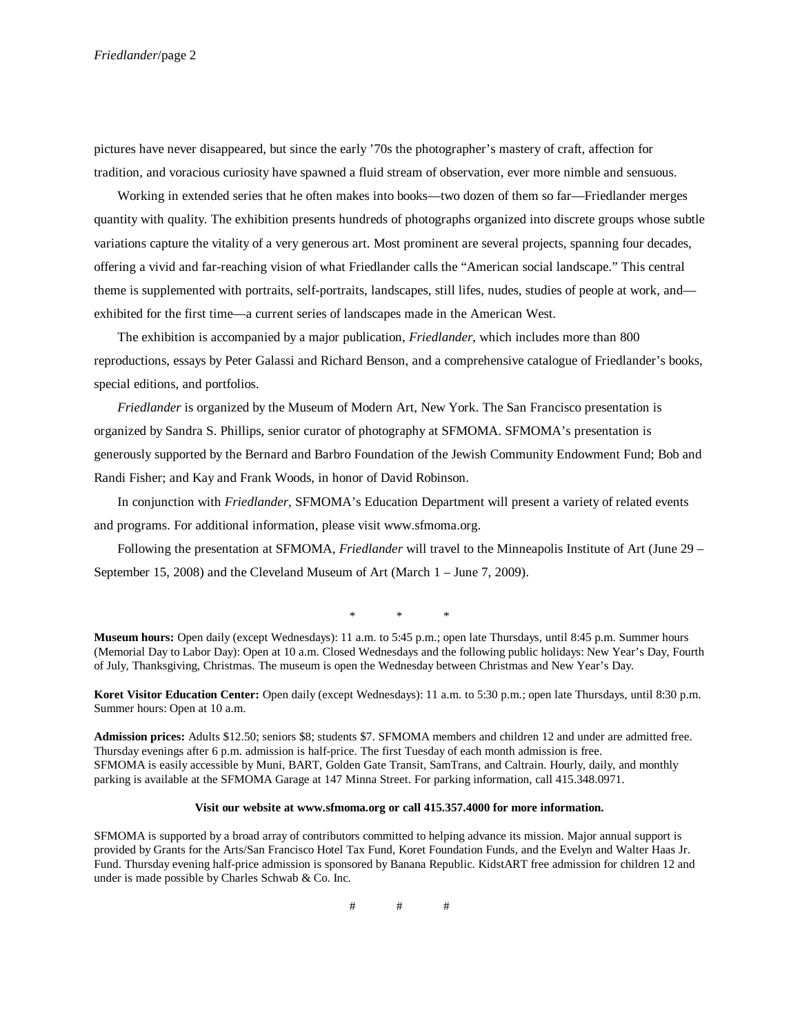pictures have never disappeared, but since the early ’70s the photographer’s mastery of craft, affection for tradition, and voracious curiosity have spawned a fluid stream of observation, ever more nimble and sensuous.

Working in extended series that he often makes into books—two dozen of them so far—Friedlander merges quantity with quality. The exhibition presents hundreds of photographs organized into discrete groups whose subtle variations capture the vitality of a very generous art. Most prominent are several projects, spanning four decades, offering a vivid and far-reaching vision of what Friedlander calls the “American social landscape.” This central theme is supplemented with portraits, self-portraits, landscapes, still lifes, nudes, studies of people at work, and—exhibited for the first time—a current series of landscapes made in the American West.

The exhibition is accompanied by a major publication, *Friedlander*, which includes more than 800 reproductions, essays by Peter Galassi and Richard Benson, and a comprehensive catalogue of Friedlander’s books, special editions, and portfolios.

*Friedlander* is organized by the Museum of Modern Art, New York. The San Francisco presentation is organized by Sandra S. Phillips, senior curator of photography at SFMOMA. SFMOMA’s presentation is generously supported by the Bernard and Barbro Foundation of the Jewish Community Endowment Fund; Bob and Randi Fisher; and Kay and Frank Woods, in honor of David Robinson.

In conjunction with *Friedlander*, SFMOMA’s Education Department will present a variety of related events and programs. For additional information, please visit www.sfmoma.org.

Following the presentation at SFMOMA, *Friedlander* will travel to the Minneapolis Institute of Art (June 29 – September 15, 2008) and the Cleveland Museum of Art (March 1 – June 7, 2009).

\*           \*           \*

**Museum hours:** Open daily (except Wednesdays): 11 a.m. to 5:45 p.m.; open late Thursdays, until 8:45 p.m. Summer hours (Memorial Day to Labor Day): Open at 10 a.m. Closed Wednesdays and the following public holidays: New Year’s Day, Fourth of July, Thanksgiving, Christmas. The museum is open the Wednesday between Christmas and New Year’s Day.

**Koret Visitor Education Center:** Open daily (except Wednesdays): 11 a.m. to 5:30 p.m.; open late Thursdays, until 8:30 p.m. Summer hours: Open at 10 a.m.

**Admission prices:** Adults $12.50; seniors $8; students $7. SFMOMA members and children 12 and under are admitted free. Thursday evenings after 6 p.m. admission is half-price. The first Tuesday of each month admission is free.
SFMOMA is easily accessible by Muni, BART, Golden Gate Transit, SamTrans, and Caltrain. Hourly, daily, and monthly parking is available at the SFMOMA Garage at 147 Minna Street. For parking information, call 415.348.0971.

**Visit our website at www.sfmoma.org or call 415.357.4000 for more information.**

SFMOMA is supported by a broad array of contributors committed to helping advance its mission. Major annual support is provided by Grants for the Arts/San Francisco Hotel Tax Fund, Koret Foundation Funds, and the Evelyn and Walter Haas Jr. Fund. Thursday evening half-price admission is sponsored by Banana Republic. KidstART free admission for children 12 and under is made possible by Charles Schwab & Co. Inc.

\#           #           #